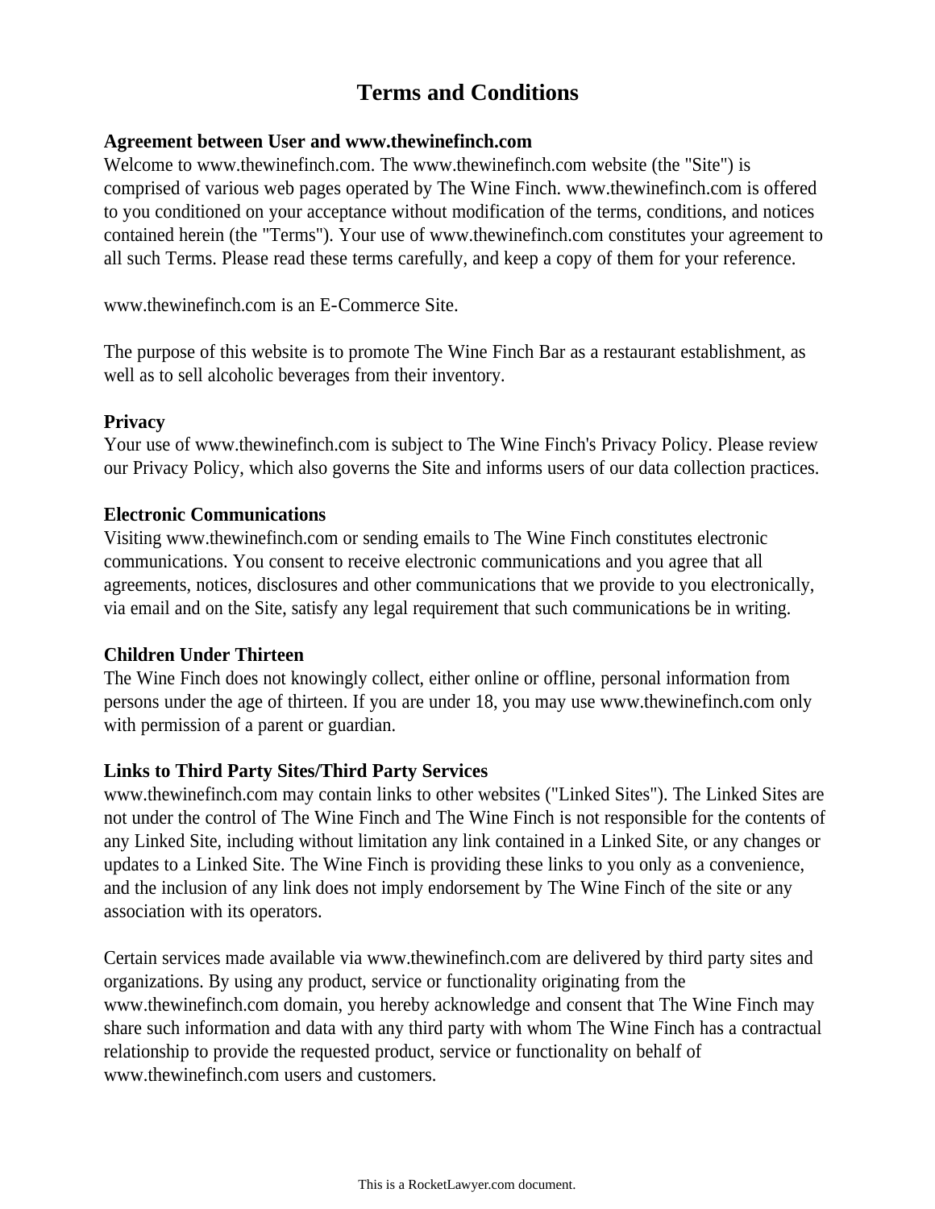# Terms and Conditions

**Agreement between User and www.thewinefinch.com**

Welcome to www.thewinefinch.com. The www.thewinefinch.com website (the "Site") is comprised of various web pages operated by The Wine Finch. www.thewinefinch.com is offered to you conditioned on your acceptance without modification of the terms, conditions, and notices contained herein (the "Terms"). Your use of www.thewinefinch.com constitutes your agreement to all such Terms. Please read these terms carefully, and keep a copy of them for your reference.

www.thewinefinch.com is an E-Commerce Site.

The purpose of this website is to promote The Wine Finch Bar as a restaurant establishment, as well as to sell alcoholic beverages from their inventory.

**Privacy**

Your use of www.thewinefinch.com is subject to The Wine Finch's Privacy Policy. Please review our Privacy Policy, which also governs the Site and informs users of our data collection practices.

**Electronic Communications**

Visiting www.thewinefinch.com or sending emails to The Wine Finch constitutes electronic communications. You consent to receive electronic communications and you agree that all agreements, notices, disclosures and other communications that we provide to you electronically, via email and on the Site, satisfy any legal requirement that such communications be in writing.

**Children Under Thirteen**

The Wine Finch does not knowingly collect, either online or offline, personal information from persons under the age of thirteen. If you are under 18, you may use www.thewinefinch.com only with permission of a parent or guardian.

**Links to Third Party Sites/Third Party Services**

www.thewinefinch.com may contain links to other websites ("Linked Sites"). The Linked Sites are not under the control of The Wine Finch and The Wine Finch is not responsible for the contents of any Linked Site, including without limitation any link contained in a Linked Site, or any changes or updates to a Linked Site. The Wine Finch is providing these links to you only as a convenience, and the inclusion of any link does not imply endorsement by The Wine Finch of the site or any association with its operators.

Certain services made available via www.thewinefinch.com are delivered by third party sites and organizations. By using any product, service or functionality originating from the www.thewinefinch.com domain, you hereby acknowledge and consent that The Wine Finch may share such information and data with any third party with whom The Wine Finch has a contractual relationship to provide the requested product, service or functionality on behalf of www.thewinefinch.com users and customers.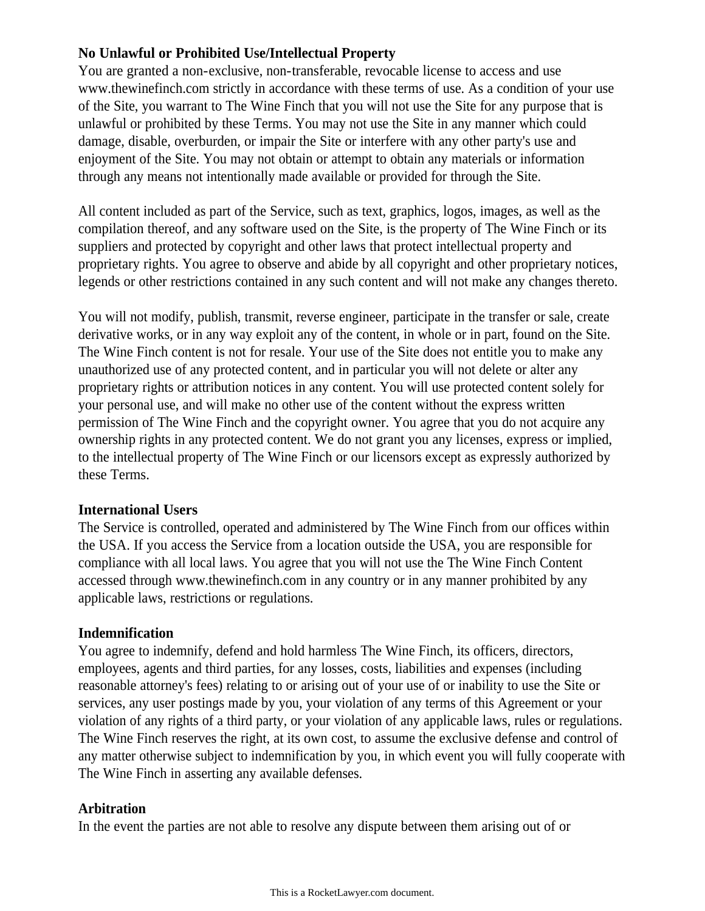**No Unlawful or Prohibited Use/Intellectual Property**

You are granted a non-exclusive, non-transferable, revocable license to access and use www.thewinefinch.com strictly in accordance with these terms of use. As a condition of your use of the Site, you warrant to The Wine Finch that you will not use the Site for any purpose that is unlawful or prohibited by these Terms. You may not use the Site in any manner which could damage, disable, overburden, or impair the Site or interfere with any other party's use and enjoyment of the Site. You may not obtain or attempt to obtain any materials or information through any means not intentionally made available or provided for through the Site.

All content included as part of the Service, such as text, graphics, logos, images, as well as the compilation thereof, and any software used on the Site, is the property of The Wine Finch or its suppliers and protected by copyright and other laws that protect intellectual property and proprietary rights. You agree to observe and abide by all copyright and other proprietary notices, legends or other restrictions contained in any such content and will not make any changes thereto.

You will not modify, publish, transmit, reverse engineer, participate in the transfer or sale, create derivative works, or in any way exploit any of the content, in whole or in part, found on the Site. The Wine Finch content is not for resale. Your use of the Site does not entitle you to make any unauthorized use of any protected content, and in particular you will not delete or alter any proprietary rights or attribution notices in any content. You will use protected content solely for your personal use, and will make no other use of the content without the express written permission of The Wine Finch and the copyright owner. You agree that you do not acquire any ownership rights in any protected content. We do not grant you any licenses, express or implied, to the intellectual property of The Wine Finch or our licensors except as expressly authorized by these Terms.

**International Users**

The Service is controlled, operated and administered by The Wine Finch from our offices within the USA. If you access the Service from a location outside the USA, you are responsible for compliance with all local laws. You agree that you will not use the The Wine Finch Content accessed through www.thewinefinch.com in any country or in any manner prohibited by any applicable laws, restrictions or regulations.

**Indemnification**

You agree to indemnify, defend and hold harmless The Wine Finch, its officers, directors, employees, agents and third parties, for any losses, costs, liabilities and expenses (including reasonable attorney's fees) relating to or arising out of your use of or inability to use the Site or services, any user postings made by you, your violation of any terms of this Agreement or your violation of any rights of a third party, or your violation of any applicable laws, rules or regulations. The Wine Finch reserves the right, at its own cost, to assume the exclusive defense and control of any matter otherwise subject to indemnification by you, in which event you will fully cooperate with The Wine Finch in asserting any available defenses.

**Arbitration**

In the event the parties are not able to resolve any dispute between them arising out of or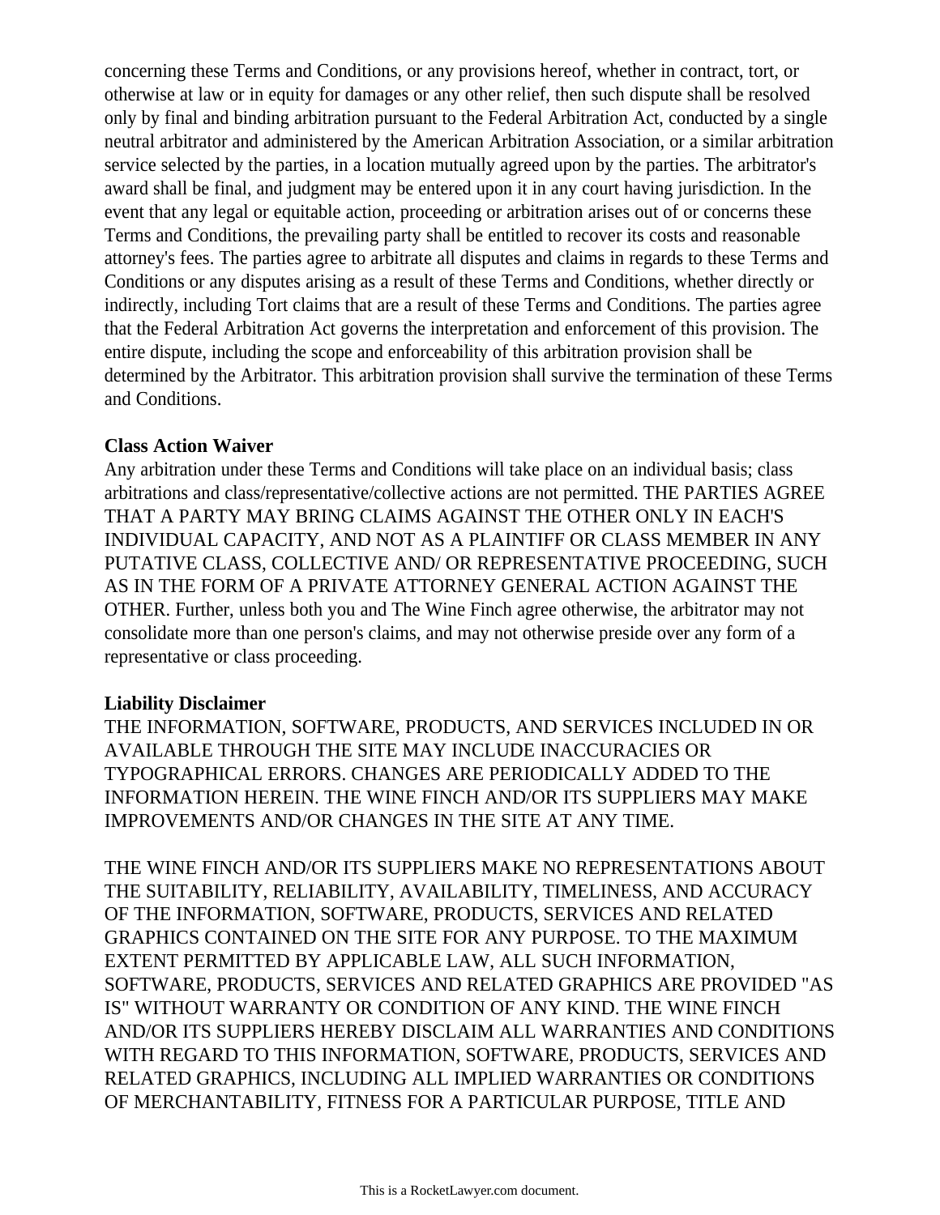concerning these Terms and Conditions, or any provisions hereof, whether in contract, tort, or otherwise at law or in equity for damages or any other relief, then such dispute shall be resolved only by final and binding arbitration pursuant to the Federal Arbitration Act, conducted by a single neutral arbitrator and administered by the American Arbitration Association, or a similar arbitration service selected by the parties, in a location mutually agreed upon by the parties. The arbitrator's award shall be final, and judgment may be entered upon it in any court having jurisdiction. In the event that any legal or equitable action, proceeding or arbitration arises out of or concerns these Terms and Conditions, the prevailing party shall be entitled to recover its costs and reasonable attorney's fees. The parties agree to arbitrate all disputes and claims in regards to these Terms and Conditions or any disputes arising as a result of these Terms and Conditions, whether directly or indirectly, including Tort claims that are a result of these Terms and Conditions. The parties agree that the Federal Arbitration Act governs the interpretation and enforcement of this provision. The entire dispute, including the scope and enforceability of this arbitration provision shall be determined by the Arbitrator. This arbitration provision shall survive the termination of these Terms and Conditions.

**Class Action Waiver**

Any arbitration under these Terms and Conditions will take place on an individual basis; class arbitrations and class/representative/collective actions are not permitted. THE PARTIES AGREE THAT A PARTY MAY BRING CLAIMS AGAINST THE OTHER ONLY IN EACH'S INDIVIDUAL CAPACITY, AND NOT AS A PLAINTIFF OR CLASS MEMBER IN ANY PUTATIVE CLASS, COLLECTIVE AND/ OR REPRESENTATIVE PROCEEDING, SUCH AS IN THE FORM OF A PRIVATE ATTORNEY GENERAL ACTION AGAINST THE OTHER. Further, unless both you and The Wine Finch agree otherwise, the arbitrator may not consolidate more than one person's claims, and may not otherwise preside over any form of a representative or class proceeding.

**Liability Disclaimer**

THE INFORMATION, SOFTWARE, PRODUCTS, AND SERVICES INCLUDED IN OR AVAILABLE THROUGH THE SITE MAY INCLUDE INACCURACIES OR TYPOGRAPHICAL ERRORS. CHANGES ARE PERIODICALLY ADDED TO THE INFORMATION HEREIN. THE WINE FINCH AND/OR ITS SUPPLIERS MAY MAKE IMPROVEMENTS AND/OR CHANGES IN THE SITE AT ANY TIME.

THE WINE FINCH AND/OR ITS SUPPLIERS MAKE NO REPRESENTATIONS ABOUT THE SUITABILITY, RELIABILITY, AVAILABILITY, TIMELINESS, AND ACCURACY OF THE INFORMATION, SOFTWARE, PRODUCTS, SERVICES AND RELATED GRAPHICS CONTAINED ON THE SITE FOR ANY PURPOSE. TO THE MAXIMUM EXTENT PERMITTED BY APPLICABLE LAW, ALL SUCH INFORMATION, SOFTWARE, PRODUCTS, SERVICES AND RELATED GRAPHICS ARE PROVIDED "AS IS" WITHOUT WARRANTY OR CONDITION OF ANY KIND. THE WINE FINCH AND/OR ITS SUPPLIERS HEREBY DISCLAIM ALL WARRANTIES AND CONDITIONS WITH REGARD TO THIS INFORMATION, SOFTWARE, PRODUCTS, SERVICES AND RELATED GRAPHICS, INCLUDING ALL IMPLIED WARRANTIES OR CONDITIONS OF MERCHANTABILITY, FITNESS FOR A PARTICULAR PURPOSE, TITLE AND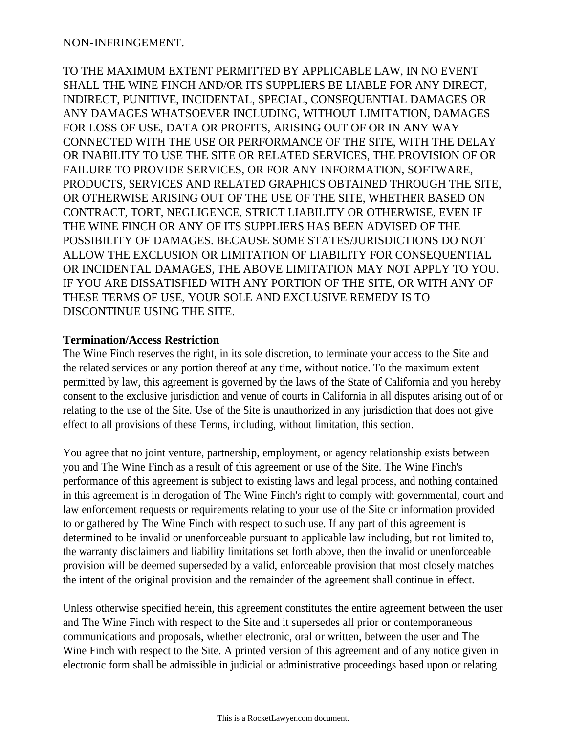NON-INFRINGEMENT.

TO THE MAXIMUM EXTENT PERMITTED BY APPLICABLE LAW, IN NO EVENT SHALL THE WINE FINCH AND/OR ITS SUPPLIERS BE LIABLE FOR ANY DIRECT, INDIRECT, PUNITIVE, INCIDENTAL, SPECIAL, CONSEQUENTIAL DAMAGES OR ANY DAMAGES WHATSOEVER INCLUDING, WITHOUT LIMITATION, DAMAGES FOR LOSS OF USE, DATA OR PROFITS, ARISING OUT OF OR IN ANY WAY CONNECTED WITH THE USE OR PERFORMANCE OF THE SITE, WITH THE DELAY OR INABILITY TO USE THE SITE OR RELATED SERVICES, THE PROVISION OF OR FAILURE TO PROVIDE SERVICES, OR FOR ANY INFORMATION, SOFTWARE, PRODUCTS, SERVICES AND RELATED GRAPHICS OBTAINED THROUGH THE SITE, OR OTHERWISE ARISING OUT OF THE USE OF THE SITE, WHETHER BASED ON CONTRACT, TORT, NEGLIGENCE, STRICT LIABILITY OR OTHERWISE, EVEN IF THE WINE FINCH OR ANY OF ITS SUPPLIERS HAS BEEN ADVISED OF THE POSSIBILITY OF DAMAGES. BECAUSE SOME STATES/JURISDICTIONS DO NOT ALLOW THE EXCLUSION OR LIMITATION OF LIABILITY FOR CONSEQUENTIAL OR INCIDENTAL DAMAGES, THE ABOVE LIMITATION MAY NOT APPLY TO YOU. IF YOU ARE DISSATISFIED WITH ANY PORTION OF THE SITE, OR WITH ANY OF THESE TERMS OF USE, YOUR SOLE AND EXCLUSIVE REMEDY IS TO DISCONTINUE USING THE SITE.

**Termination/Access Restriction**
The Wine Finch reserves the right, in its sole discretion, to terminate your access to the Site and the related services or any portion thereof at any time, without notice. To the maximum extent permitted by law, this agreement is governed by the laws of the State of California and you hereby consent to the exclusive jurisdiction and venue of courts in California in all disputes arising out of or relating to the use of the Site. Use of the Site is unauthorized in any jurisdiction that does not give effect to all provisions of these Terms, including, without limitation, this section.

You agree that no joint venture, partnership, employment, or agency relationship exists between you and The Wine Finch as a result of this agreement or use of the Site. The Wine Finch's performance of this agreement is subject to existing laws and legal process, and nothing contained in this agreement is in derogation of The Wine Finch's right to comply with governmental, court and law enforcement requests or requirements relating to your use of the Site or information provided to or gathered by The Wine Finch with respect to such use. If any part of this agreement is determined to be invalid or unenforceable pursuant to applicable law including, but not limited to, the warranty disclaimers and liability limitations set forth above, then the invalid or unenforceable provision will be deemed superseded by a valid, enforceable provision that most closely matches the intent of the original provision and the remainder of the agreement shall continue in effect.

Unless otherwise specified herein, this agreement constitutes the entire agreement between the user and The Wine Finch with respect to the Site and it supersedes all prior or contemporaneous communications and proposals, whether electronic, oral or written, between the user and The Wine Finch with respect to the Site. A printed version of this agreement and of any notice given in electronic form shall be admissible in judicial or administrative proceedings based upon or relating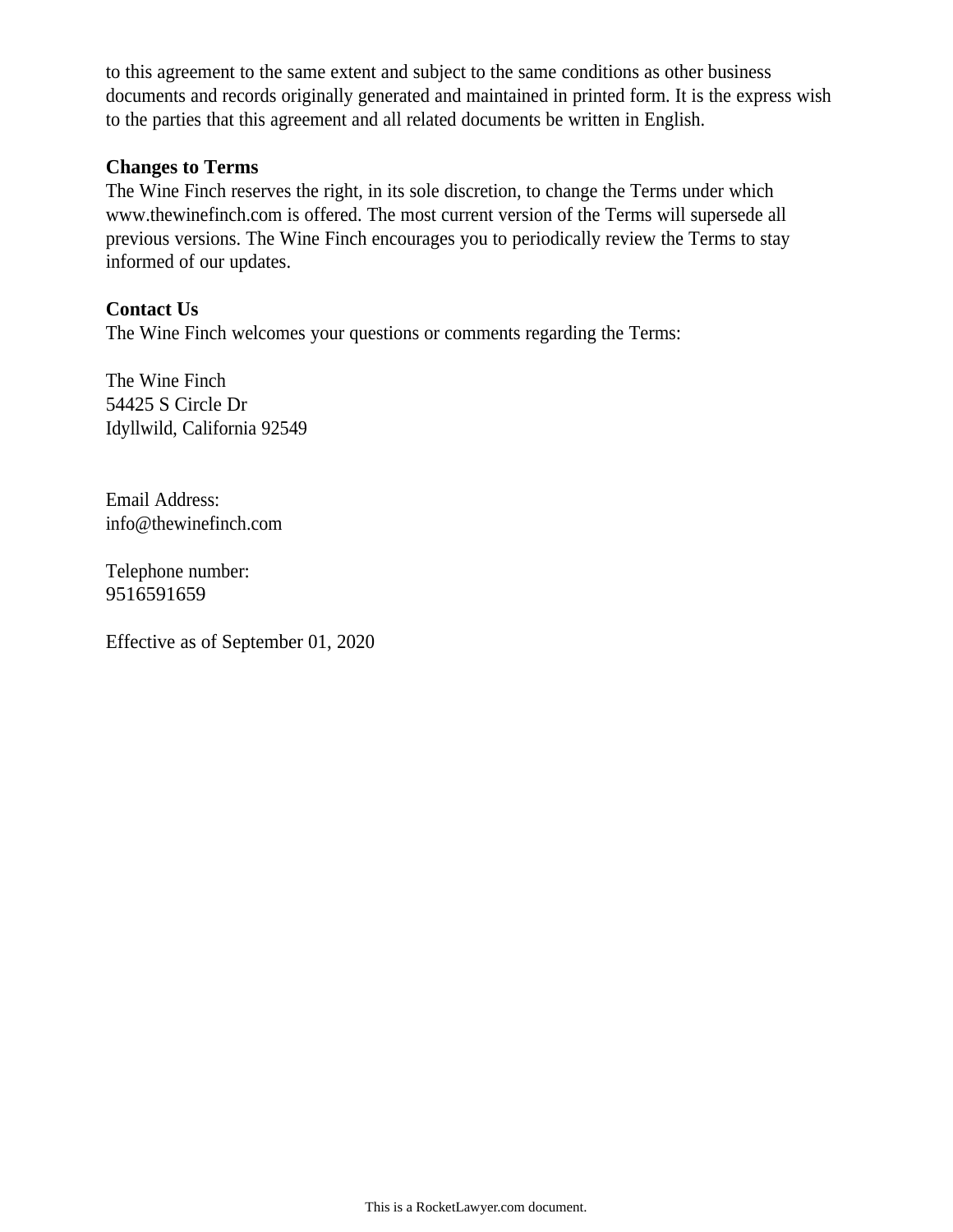to this agreement to the same extent and subject to the same conditions as other business documents and records originally generated and maintained in printed form. It is the express wish to the parties that this agreement and all related documents be written in English.

**Changes to Terms**

The Wine Finch reserves the right, in its sole discretion, to change the Terms under which www.thewinefinch.com is offered. The most current version of the Terms will supersede all previous versions. The Wine Finch encourages you to periodically review the Terms to stay informed of our updates.

**Contact Us**

The Wine Finch welcomes your questions or comments regarding the Terms:

The Wine Finch
54425 S Circle Dr
Idyllwild, California 92549

Email Address:
info@thewinefinch.com

Telephone number:
9516591659

Effective as of September 01, 2020